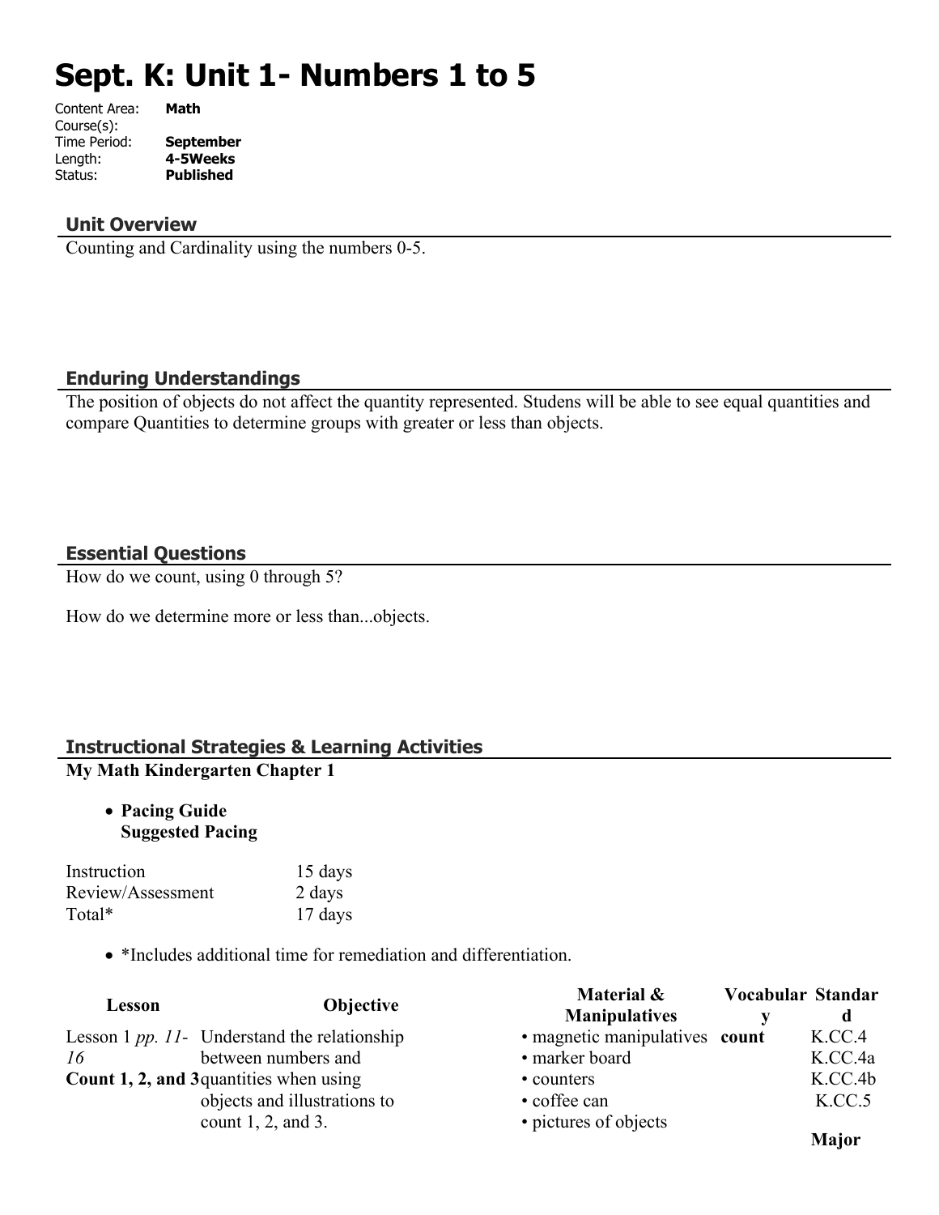# Sept. K: Unit 1- Numbers 1 to 5

| | |
|---|---|
| Content Area: | **Math** |
| Course(s): | |
| Time Period: | **September** |
| Length: | **4-5Weeks** |
| Status: | **Published** |

## Unit Overview

Counting and Cardinality using the numbers 0-5.

## Enduring Understandings

The position of objects do not affect the quantity represented. Studens will be able to see equal quantities and compare Quantities to determine groups with greater or less than objects.

## Essential Questions

How do we count, using 0 through 5?

How do we determine more or less than...objects.

## Instructional Strategies & Learning Activities

**My Math Kindergarten Chapter 1**

- **Pacing Guide**
  **Suggested Pacing**

| | |
|---|---|
| Instruction | 15 days |
| Review/Assessment | 2 days |
| Total* | 17 days |

- *Includes additional time for remediation and differentiation.

| Lesson | Objective | Material & Manipulatives | Vocabulary | Standard |
|---|---|---|---|---|
| Lesson 1 *pp. 11-16* **Count 1, 2, and 3** | Understand the relationship between numbers and quantities when using objects and illustrations to count 1, 2, and 3. | • magnetic manipulatives • marker board • counters • coffee can • pictures of objects | **count** | K.CC.4 K.CC.4a K.CC.4b K.CC.5 **Major** |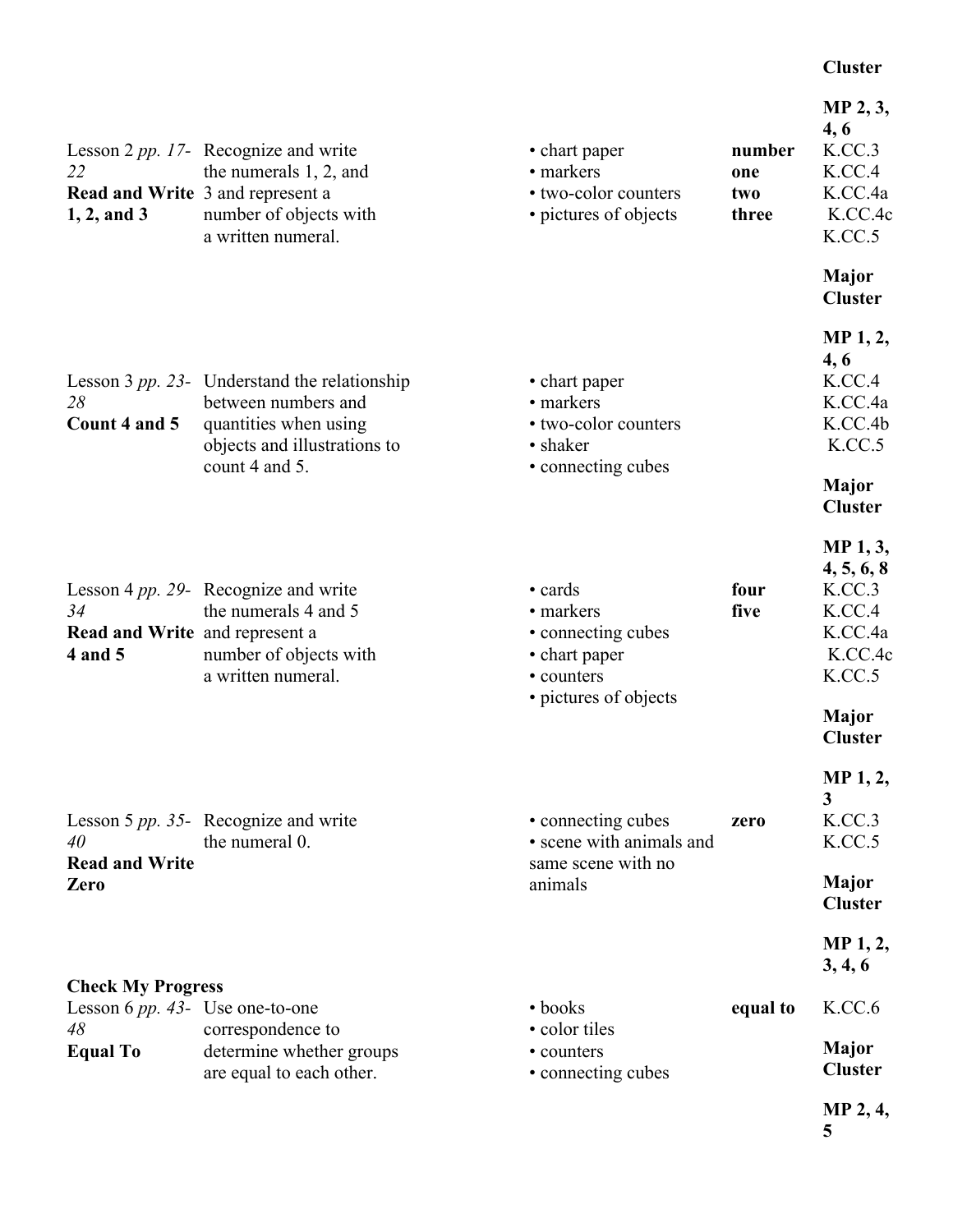| | | | | |
|---|---|---|---|---|
| | | | | **Cluster** <br> **MP 2, 3, 4, 6** |
| Lesson 2 *pp. 17-22* <br> **Read and Write 1, 2, and 3** | Recognize and write the numerals 1, 2, and 3 and represent a number of objects with a written numeral. | • chart paper <br> • markers <br> • two-color counters <br> • pictures of objects | **number** <br> **one** <br> **two** <br> **three** | K.CC.3 <br> K.CC.4 <br> K.CC.4a <br> K.CC.4c <br> K.CC.5 <br> **Major Cluster** <br> **MP 1, 2, 4, 6** |
| Lesson 3 *pp. 23-28* <br> **Count 4 and 5** | Understand the relationship between numbers and quantities when using objects and illustrations to count 4 and 5. | • chart paper <br> • markers <br> • two-color counters <br> • shaker <br> • connecting cubes | | K.CC.4 <br> K.CC.4a <br> K.CC.4b <br> K.CC.5 <br> **Major Cluster** <br> **MP 1, 3, 4, 5, 6, 8** |
| Lesson 4 *pp. 29-34* <br> **Read and Write 4 and 5** | Recognize and write the numerals 4 and 5 and represent a number of objects with a written numeral. | • cards <br> • markers <br> • connecting cubes <br> • chart paper <br> • counters <br> • pictures of objects | **four** <br> **five** | K.CC.3 <br> K.CC.4 <br> K.CC.4a <br> K.CC.4c <br> K.CC.5 <br> **Major Cluster** <br> **MP 1, 2, 3** |
| Lesson 5 *pp. 35-40* <br> **Read and Write Zero** | Recognize and write the numeral 0. | • connecting cubes <br> • scene with animals and same scene with no animals | **zero** | K.CC.3 <br> K.CC.5 <br> **Major Cluster** <br> **MP 1, 2, 3, 4, 6** |
| **Check My Progress** | | | | |
| Lesson 6 *pp. 43-48* <br> **Equal To** | Use one-to-one correspondence to determine whether groups are equal to each other. | • books <br> • color tiles <br> • counters <br> • connecting cubes | **equal to** | K.CC.6 <br> **Major Cluster** <br> **MP 2, 4, 5** |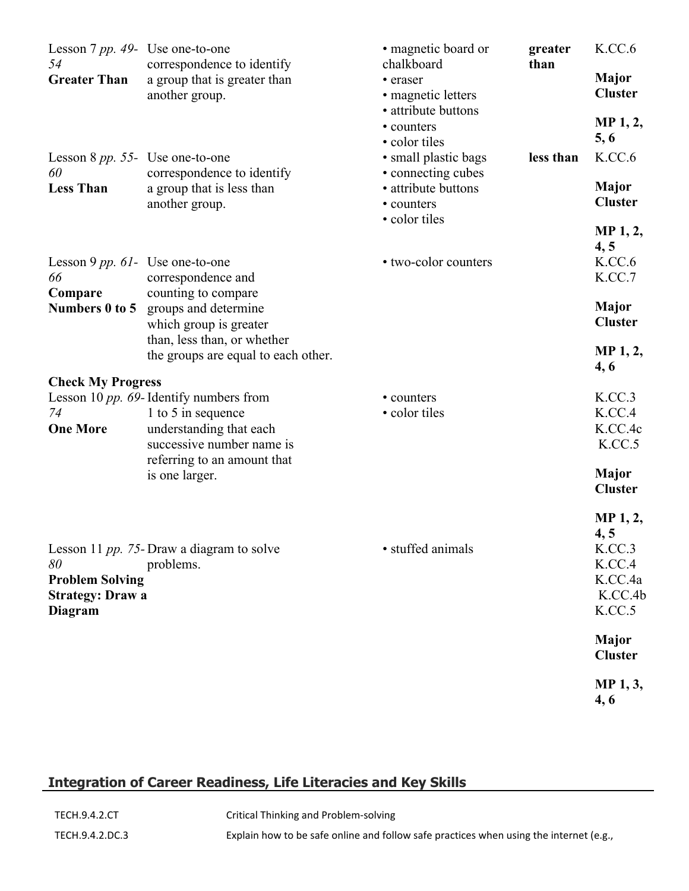| | | | | |
|---|---|---|---|---|
| Lesson 7 *pp. 49-54* **Greater Than** | Use one-to-one correspondence to identify a group that is greater than another group. | • magnetic board or chalkboard<br>• eraser<br>• magnetic letters<br>• attribute buttons<br>• counters<br>• color tiles | **greater than** | K.CC.6<br><br>**Major Cluster**<br><br>**MP 1, 2, 5, 6** |
| Lesson 8 *pp. 55-60* **Less Than** | Use one-to-one correspondence to identify a group that is less than another group. | • small plastic bags<br>• connecting cubes<br>• attribute buttons<br>• counters<br>• color tiles | **less than** | K.CC.6<br><br>**Major Cluster**<br><br>**MP 1, 2, 4, 5** |
| Lesson 9 *pp. 61-66* **Compare Numbers 0 to 5** | Use one-to-one correspondence and counting to compare groups and determine which group is greater than, less than, or whether the groups are equal to each other. | • two-color counters | | K.CC.6<br>K.CC.7<br><br>**Major Cluster**<br><br>**MP 1, 2, 4, 6** |
| **Check My Progress** | | | | |
| Lesson 10 *pp. 69-74* **One More** | Identify numbers from 1 to 5 in sequence understanding that each successive number name is referring to an amount that is one larger. | • counters<br>• color tiles | | K.CC.3<br>K.CC.4<br>K.CC.4c<br>K.CC.5<br><br>**Major Cluster**<br><br>**MP 1, 2, 4, 5** |
| Lesson 11 *pp. 75-80* **Problem Solving Strategy: Draw a Diagram** | Draw a diagram to solve problems. | • stuffed animals | | K.CC.3<br>K.CC.4<br>K.CC.4a<br>K.CC.4b<br>K.CC.5<br><br>**Major Cluster**<br><br>**MP 1, 3, 4, 6** |

## Integration of Career Readiness, Life Literacies and Key Skills

| | |
|---|---|
| TECH.9.4.2.CT | Critical Thinking and Problem-solving |
| TECH.9.4.2.DC.3 | Explain how to be safe online and follow safe practices when using the internet (e.g., |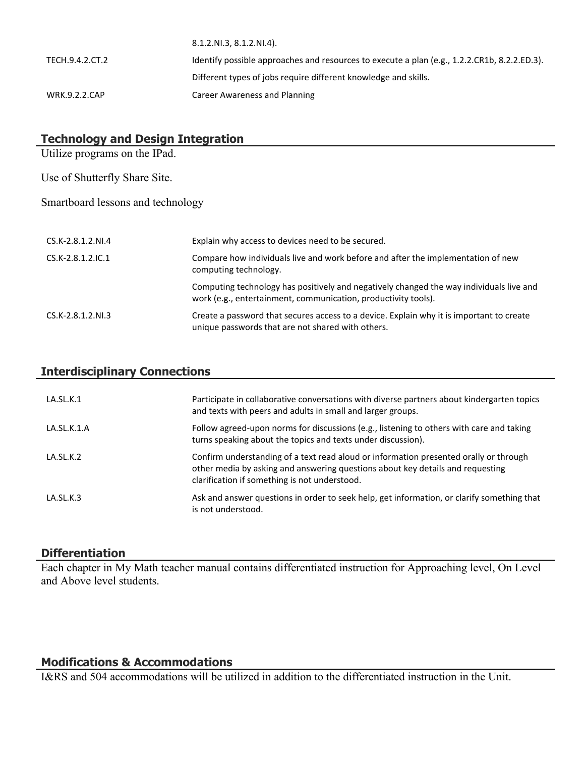| | |
|---|---|
| | 8.1.2.NI.3, 8.1.2.NI.4). |
| TECH.9.4.2.CT.2 | Identify possible approaches and resources to execute a plan (e.g., 1.2.2.CR1b, 8.2.2.ED.3). |
| | Different types of jobs require different knowledge and skills. |
| WRK.9.2.2.CAP | Career Awareness and Planning |

## Technology and Design Integration

Utilize programs on the IPad.

Use of Shutterfly Share Site.

Smartboard lessons and technology

| | |
|---|---|
| CS.K-2.8.1.2.NI.4 | Explain why access to devices need to be secured. |
| CS.K-2.8.1.2.IC.1 | Compare how individuals live and work before and after the implementation of new computing technology. |
| | Computing technology has positively and negatively changed the way individuals live and work (e.g., entertainment, communication, productivity tools). |
| CS.K-2.8.1.2.NI.3 | Create a password that secures access to a device. Explain why it is important to create unique passwords that are not shared with others. |

## Interdisciplinary Connections

| | |
|---|---|
| LA.SL.K.1 | Participate in collaborative conversations with diverse partners about kindergarten topics and texts with peers and adults in small and larger groups. |
| LA.SL.K.1.A | Follow agreed-upon norms for discussions (e.g., listening to others with care and taking turns speaking about the topics and texts under discussion). |
| LA.SL.K.2 | Confirm understanding of a text read aloud or information presented orally or through other media by asking and answering questions about key details and requesting clarification if something is not understood. |
| LA.SL.K.3 | Ask and answer questions in order to seek help, get information, or clarify something that is not understood. |

## Differentiation

Each chapter in My Math teacher manual contains differentiated instruction for Approaching level, On Level and Above level students.

## Modifications & Accommodations

I&RS and 504 accommodations will be utilized in addition to the differentiated instruction in the Unit.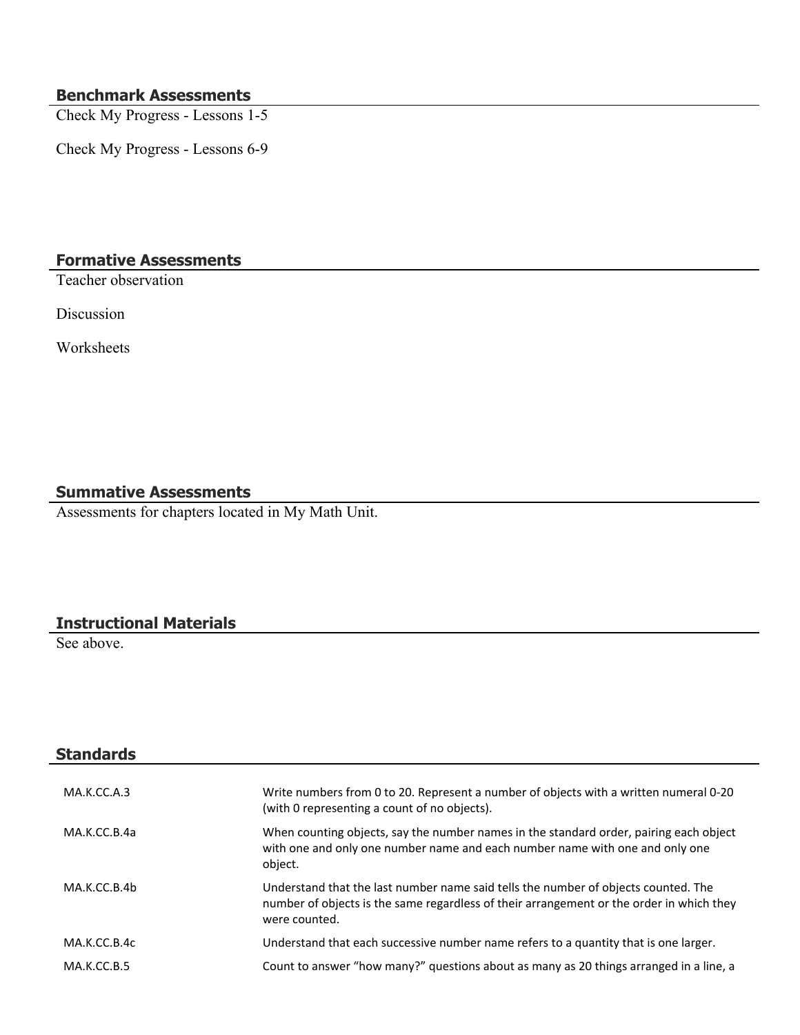## Benchmark Assessments

Check My Progress - Lessons 1-5

Check My Progress - Lessons 6-9

## Formative Assessments

Teacher observation

Discussion

Worksheets

## Summative Assessments

Assessments for chapters located in My Math Unit.

## Instructional Materials

See above.

## Standards

| | |
|---|---|
| MA.K.CC.A.3 | Write numbers from 0 to 20. Represent a number of objects with a written numeral 0-20 (with 0 representing a count of no objects). |
| MA.K.CC.B.4a | When counting objects, say the number names in the standard order, pairing each object with one and only one number name and each number name with one and only one object. |
| MA.K.CC.B.4b | Understand that the last number name said tells the number of objects counted. The number of objects is the same regardless of their arrangement or the order in which they were counted. |
| MA.K.CC.B.4c | Understand that each successive number name refers to a quantity that is one larger. |
| MA.K.CC.B.5 | Count to answer "how many?" questions about as many as 20 things arranged in a line, a |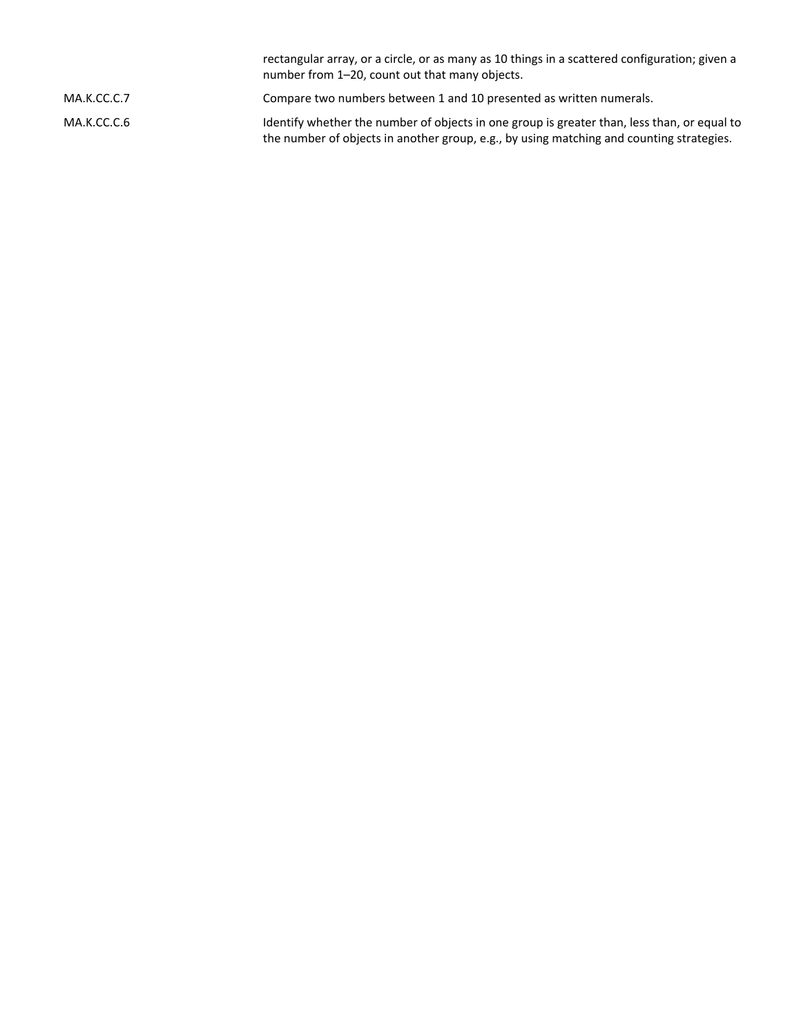| | |
|---|---|
| | rectangular array, or a circle, or as many as 10 things in a scattered configuration; given a number from 1–20, count out that many objects. |
| MA.K.CC.C.7 | Compare two numbers between 1 and 10 presented as written numerals. |
| MA.K.CC.C.6 | Identify whether the number of objects in one group is greater than, less than, or equal to the number of objects in another group, e.g., by using matching and counting strategies. |